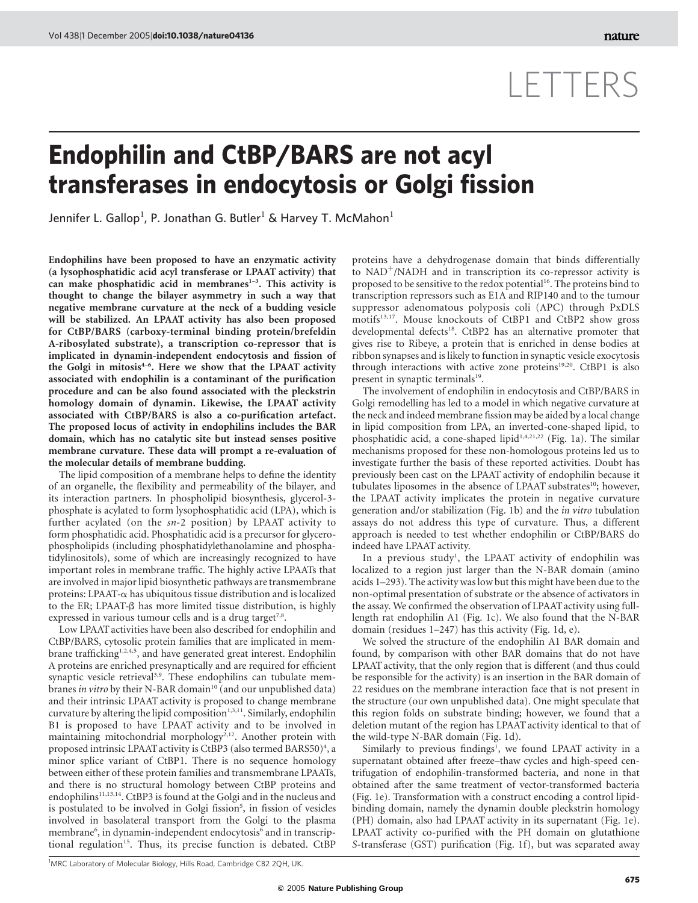# Endophilin and CtBP/BARS are not acyl transferases in endocytosis or Golgi fission

Jennifer L. Gallop[1], P. Jonathan G. Butler[1] & Harvey T. McMahon[1]

**Endophilins have been proposed to have an enzymatic activity (a lysophosphatidic acid acyl transferase or LPAAT activity) that can make phosphatidic acid in membranes[1–3]. This activity is thought to change the bilayer asymmetry in such a way that negative membrane curvature at the neck of a budding vesicle will be stabilized. An LPAAT activity has also been proposed for CtBP/BARS (carboxy-terminal binding protein/brefeldin A-ribosylated substrate), a transcription co-repressor that is implicated in dynamin-independent endocytosis and fission of the Golgi in mitosis[4–6]. Here we show that the LPAAT activity associated with endophilin is a contaminant of the purification procedure and can be also found associated with the pleckstrin homology domain of dynamin. Likewise, the LPAAT activity associated with CtBP/BARS is also a co-purification artefact. The proposed locus of activity in endophilins includes the BAR domain, which has no catalytic site but instead senses positive membrane curvature. These data will prompt a re-evaluation of the molecular details of membrane budding.**

The lipid composition of a membrane helps to define the identity of an organelle, the flexibility and permeability of the bilayer, and its interaction partners. In phospholipid biosynthesis, glycerol-3-phosphate is acylated to form lysophosphatidic acid (LPA), which is further acylated (on the *sn*-2 position) by LPAAT activity to form phosphatidic acid. Phosphatidic acid is a precursor for glycerophospholipids (including phosphatidylethanolamine and phosphatidylinositols), some of which are increasingly recognized to have important roles in membrane traffic. The highly active LPAATs that are involved in major lipid biosynthetic pathways are transmembrane proteins: LPAAT-α has ubiquitous tissue distribution and is localized to the ER; LPAAT-β has more limited tissue distribution, is highly expressed in various tumour cells and is a drug target[7,8].

Low LPAAT activities have been also described for endophilin and CtBP/BARS, cytosolic protein families that are implicated in membrane trafficking[1,2,4,5], and have generated great interest. Endophilin A proteins are enriched presynaptically and are required for efficient synaptic vesicle retrieval[3,9]. These endophilins can tubulate membranes *in vitro* by their N-BAR domain[10] (and our unpublished data) and their intrinsic LPAAT activity is proposed to change membrane curvature by altering the lipid composition[1,3,11]. Similarly, endophilin B1 is proposed to have LPAAT activity and to be involved in maintaining mitochondrial morphology[2,12]. Another protein with proposed intrinsic LPAAT activity is CtBP3 (also termed BARS50)[4], a minor splice variant of CtBP1. There is no sequence homology between either of these protein families and transmembrane LPAATs, and there is no structural homology between CtBP proteins and endophilins[11,13,14]. CtBP3 is found at the Golgi and in the nucleus and is postulated to be involved in Golgi fission[5], in fission of vesicles involved in basolateral transport from the Golgi to the plasma membrane[6], in dynamin-independent endocytosis[6] and in transcriptional regulation[15]. Thus, its precise function is debated. CtBP proteins have a dehydrogenase domain that binds differentially to $NAD^+$/NADH and in transcription its co-repressor activity is proposed to be sensitive to the redox potential[16]. The proteins bind to transcription repressors such as E1A and RIP140 and to the tumour suppressor adenomatous polyposis coli (APC) through PxDLS motifs[13,17]. Mouse knockouts of CtBP1 and CtBP2 show gross developmental defects[18]. CtBP2 has an alternative promoter that gives rise to Ribeye, a protein that is enriched in dense bodies at ribbon synapses and is likely to function in synaptic vesicle exocytosis through interactions with active zone proteins[19,20]. CtBP1 is also present in synaptic terminals[19].

The involvement of endophilin in endocytosis and CtBP/BARS in Golgi remodelling has led to a model in which negative curvature at the neck and indeed membrane fission may be aided by a local change in lipid composition from LPA, an inverted-cone-shaped lipid, to phosphatidic acid, a cone-shaped lipid[1,4,21,22] (Fig. 1a). The similar mechanisms proposed for these non-homologous proteins led us to investigate further the basis of these reported activities. Doubt has previously been cast on the LPAAT activity of endophilin because it tubulates liposomes in the absence of LPAAT substrates[10]; however, the LPAAT activity implicates the protein in negative curvature generation and/or stabilization (Fig. 1b) and the *in vitro* tubulation assays do not address this type of curvature. Thus, a different approach is needed to test whether endophilin or CtBP/BARS do indeed have LPAAT activity.

In a previous study[1], the LPAAT activity of endophilin was localized to a region just larger than the N-BAR domain (amino acids 1–293). The activity was low but this might have been due to the non-optimal presentation of substrate or the absence of activators in the assay. We confirmed the observation of LPAAT activity using full-length rat endophilin A1 (Fig. 1c). We also found that the N-BAR domain (residues 1–247) has this activity (Fig. 1d, e).

We solved the structure of the endophilin A1 BAR domain and found, by comparison with other BAR domains that do not have LPAAT activity, that the only region that is different (and thus could be responsible for the activity) is an insertion in the BAR domain of 22 residues on the membrane interaction face that is not present in the structure (our own unpublished data). One might speculate that this region folds on substrate binding; however, we found that a deletion mutant of the region has LPAAT activity identical to that of the wild-type N-BAR domain (Fig. 1d).

Similarly to previous findings[1], we found LPAAT activity in a supernatant obtained after freeze–thaw cycles and high-speed centrifugation of endophilin-transformed bacteria, and none in that obtained after the same treatment of vector-transformed bacteria (Fig. 1e). Transformation with a construct encoding a control lipid-binding domain, namely the dynamin double pleckstrin homology (PH) domain, also had LPAAT activity in its supernatant (Fig. 1e). LPAAT activity co-purified with the PH domain on glutathione *S*-transferase (GST) purification (Fig. 1f), but was separated away

[1]MRC Laboratory of Molecular Biology, Hills Road, Cambridge CB2 2QH, UK.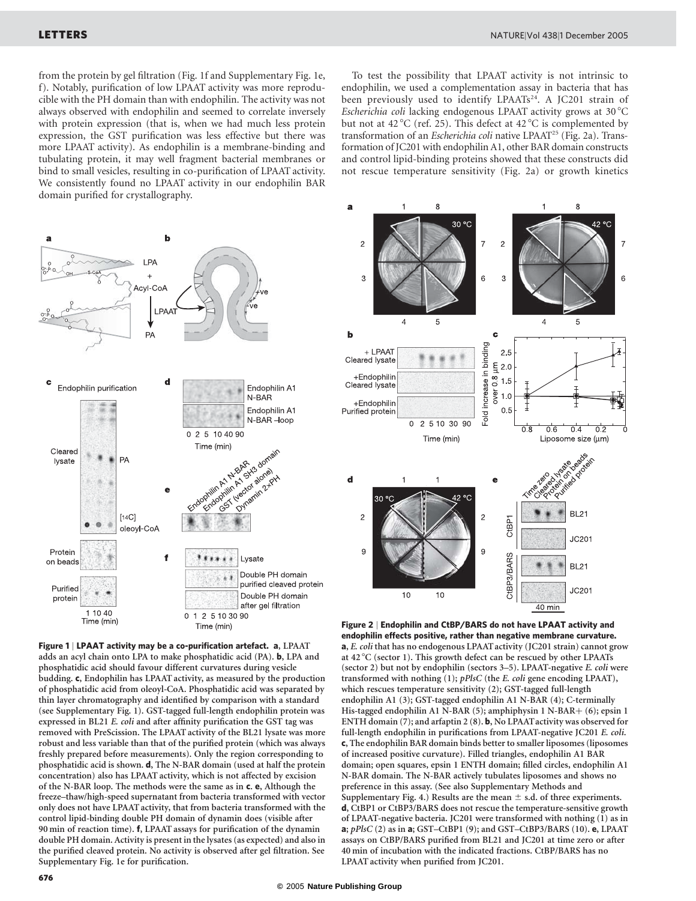from the protein by gel filtration (Fig. 1f and Supplementary Fig. 1e, f). Notably, purification of low LPAAT activity was more reproducible with the PH domain than with endophilin. The activity was not always observed with endophilin and seemed to correlate inversely with protein expression (that is, when we had much less protein expression, the GST purification was less effective but there was more LPAAT activity). As endophilin is a membrane-binding and tubulating protein, it may well fragment bacterial membranes or bind to small vesicles, resulting in co-purification of LPAAT activity. We consistently found no LPAAT activity in our endophilin BAR domain purified for crystallography.

To test the possibility that LPAAT activity is not intrinsic to endophilin, we used a complementation assay in bacteria that has been previously used to identify LPAATs[24]. A JC201 strain of *Escherichia coli* lacking endogenous LPAAT activity grows at 30 °C but not at 42 °C (ref. 25). This defect at 42 °C is complemented by transformation of an *Escherichia coli* native LPAAT[25] (Fig. 2a). Transformation of JC201 with endophilin A1, other BAR domain constructs and control lipid-binding proteins showed that these constructs did not rescue temperature sensitivity (Fig. 2a) or growth kinetics

**Figure 1 | LPAAT activity may be a co-purification artefact. a**, LPAAT adds an acyl chain onto LPA to make phosphatidic acid (PA). **b**, LPA and phosphatidic acid should favour different curvatures during vesicle budding. **c**, Endophilin has LPAAT activity, as measured by the production of phosphatidic acid from oleoyl-CoA. Phosphatidic acid was separated by thin layer chromatography and identified by comparison with a standard (see Supplementary Fig. 1). GST-tagged full-length endophilin protein was expressed in BL21 *E. coli* and after affinity purification the GST tag was removed with PreScission. The LPAAT activity of the BL21 lysate was more robust and less variable than that of the purified protein (which was always freshly prepared before measurements). Only the region corresponding to phosphatidic acid is shown. **d**, The N-BAR domain (used at half the protein concentration) also has LPAAT activity, which is not affected by excision of the N-BAR loop. The methods were the same as in **c**. **e**, Although the freeze–thaw/high-speed supernatant from bacteria transformed with vector only does not have LPAAT activity, that from bacteria transformed with the control lipid-binding double PH domain of dynamin does (visible after 90 min of reaction time). **f**, LPAAT assays for purification of the dynamin double PH domain. Activity is present in the lysates (as expected) and also in the purified cleaved protein. No activity is observed after gel filtration. See Supplementary Fig. 1e for purification.

**Figure 2 | Endophilin and CtBP/BARS do not have LPAAT activity and endophilin effects positive, rather than negative membrane curvature. a**, *E. coli* that has no endogenous LPAAT activity (JC201 strain) cannot grow at 42 °C (sector 1). This growth defect can be rescued by other LPAATs (sector 2) but not by endophilin (sectors 3–5). LPAAT-negative *E. coli* were transformed with nothing (1); *pPlsC* (the *E. coli* gene encoding LPAAT), which rescues temperature sensitivity (2); GST-tagged full-length endophilin A1 (3); GST-tagged endophilin A1 N-BAR (4); C-terminally His-tagged endophilin A1 N-BAR (5); amphiphysin 1 N-BAR+ (6); epsin 1 ENTH domain (7); and arfaptin 2 (8). **b**, No LPAAT activity was observed for full-length endophilin in purifications from LPAAT-negative JC201 *E. coli*. **c**, The endophilin BAR domain binds better to smaller liposomes (liposomes of increased positive curvature). Filled triangles, endophilin A1 BAR domain; open squares, epsin 1 ENTH domain; filled circles, endophilin A1 N-BAR domain. The N-BAR actively tubulates liposomes and shows no preference in this assay. (See also Supplementary Methods and Supplementary Fig. 4.) Results are the mean ± s.d. of three experiments. **d**, CtBP1 or CtBP3/BARS does not rescue the temperature-sensitive growth of LPAAT-negative bacteria. JC201 were transformed with nothing (1) as in **a**; *pPlsC* (2) as in **a**; GST–CtBP1 (9); and GST–CtBP3/BARS (10). **e**, LPAAT assays on CtBP/BARS purified from BL21 and JC201 at time zero or after 40 min of incubation with the indicated fractions. CtBP/BARS has no LPAAT activity when purified from JC201.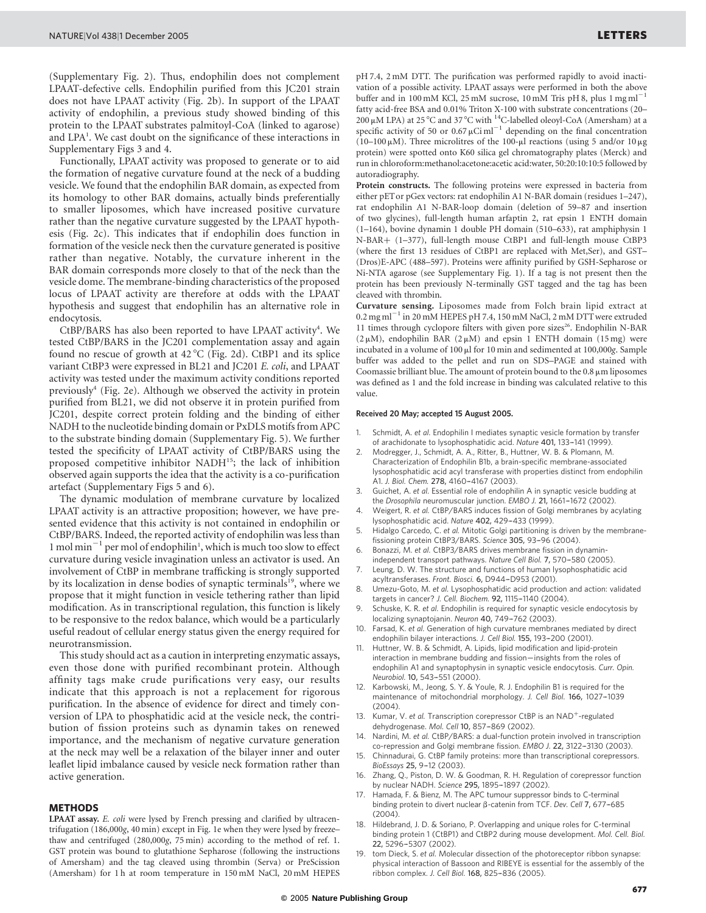(Supplementary Fig. 2). Thus, endophilin does not complement LPAAT-defective cells. Endophilin purified from this JC201 strain does not have LPAAT activity (Fig. 2b). In support of the LPAAT activity of endophilin, a previous study showed binding of this protein to the LPAAT substrates palmitoyl-CoA (linked to agarose) and LPA[1]. We cast doubt on the significance of these interactions in Supplementary Figs 3 and 4.

Functionally, LPAAT activity was proposed to generate or to aid the formation of negative curvature found at the neck of a budding vesicle. We found that the endophilin BAR domain, as expected from its homology to other BAR domains, actually binds preferentially to smaller liposomes, which have increased positive curvature rather than the negative curvature suggested by the LPAAT hypothesis (Fig. 2c). This indicates that if endophilin does function in formation of the vesicle neck then the curvature generated is positive rather than negative. Notably, the curvature inherent in the BAR domain corresponds more closely to that of the neck than the vesicle dome. The membrane-binding characteristics of the proposed locus of LPAAT activity are therefore at odds with the LPAAT hypothesis and suggest that endophilin has an alternative role in endocytosis.

CtBP/BARS has also been reported to have LPAAT activity[4]. We tested CtBP/BARS in the JC201 complementation assay and again found no rescue of growth at 42 °C (Fig. 2d). CtBP1 and its splice variant CtBP3 were expressed in BL21 and JC201 *E. coli*, and LPAAT activity was tested under the maximum activity conditions reported previously[4] (Fig. 2e). Although we observed the activity in protein purified from BL21, we did not observe it in protein purified from JC201, despite correct protein folding and the binding of either NADH to the nucleotide binding domain or PxDLS motifs from APC to the substrate binding domain (Supplementary Fig. 5). We further tested the specificity of LPAAT activity of CtBP/BARS using the proposed competitive inhibitor NADH[15]; the lack of inhibition observed again supports the idea that the activity is a co-purification artefact (Supplementary Figs 5 and 6).

The dynamic modulation of membrane curvature by localized LPAAT activity is an attractive proposition; however, we have presented evidence that this activity is not contained in endophilin or CtBP/BARS. Indeed, the reported activity of endophilin was less than 1 mol $\mathrm{min}^{-1}$ per mol of endophilin[1], which is much too slow to effect curvature during vesicle invagination unless an activator is used. An involvement of CtBP in membrane trafficking is strongly supported by its localization in dense bodies of synaptic terminals[19], where we propose that it might function in vesicle tethering rather than lipid modification. As in transcriptional regulation, this function is likely to be responsive to the redox balance, which would be a particularly useful readout of cellular energy status given the energy required for neurotransmission.

This study should act as a caution in interpreting enzymatic assays, even those done with purified recombinant protein. Although affinity tags make crude purifications very easy, our results indicate that this approach is not a replacement for rigorous purification. In the absence of evidence for direct and timely conversion of LPA to phosphatidic acid at the vesicle neck, the contribution of fission proteins such as dynamin takes on renewed importance, and the mechanism of negative curvature generation at the neck may well be a relaxation of the bilayer inner and outer leaflet lipid imbalance caused by vesicle neck formation rather than active generation.

## METHODS

**LPAAT assay.** *E. coli* were lysed by French pressing and clarified by ultracentrifugation (186,000*g*, 40 min) except in Fig. 1e when they were lysed by freeze–thaw and centrifuged (280,000*g*, 75 min) according to the method of ref. 1. GST protein was bound to glutathione Sepharose (following the instructions of Amersham) and the tag cleaved using thrombin (Serva) or PreScission (Amersham) for 1 h at room temperature in 150 mM NaCl, 20 mM HEPES pH 7.4, 2 mM DTT. The purification was performed rapidly to avoid inactivation of a possible activity. LPAAT assays were performed in both the above buffer and in 100 mM KCl, 25 mM sucrose, 10 mM Tris pH 8, plus 1 mg $\mathrm{ml}^{-1}$ fatty acid-free BSA and 0.01% Triton X-100 with substrate concentrations (20–200 μM LPA) at 25 °C and 37 °C with $^{14}$C-labelled oleoyl-CoA (Amersham) at a specific activity of 50 or 0.67 μCi $\mathrm{ml}^{-1}$ depending on the final concentration (10–100 μM). Three microlitres of the 100-μl reactions (using 5 and/or 10 μg protein) were spotted onto K60 silica gel chromatography plates (Merck) and run in chloroform:methanol:acetone:acetic acid:water, 50:20:10:10:5 followed by autoradiography.

**Protein constructs.** The following proteins were expressed in bacteria from either pET or pGex vectors: rat endophilin A1 N-BAR domain (residues 1–247), rat endophilin A1 N-BAR-loop domain (deletion of 59–87 and insertion of two glycines), full-length human arfaptin 2, rat epsin 1 ENTH domain (1–164), bovine dynamin 1 double PH domain (510–633), rat amphiphysin 1 N-BAR+ (1–377), full-length mouse CtBP1 and full-length mouse CtBP3 (where the first 13 residues of CtBP1 are replaced with Met,Ser), and GST–(Dros)E-APC (488–597). Proteins were affinity purified by GSH-Sepharose or Ni-NTA agarose (see Supplementary Fig. 1). If a tag is not present then the protein has been previously N-terminally GST tagged and the tag has been cleaved with thrombin.

**Curvature sensing.** Liposomes made from Folch brain lipid extract at 0.2 mg $\mathrm{ml}^{-1}$ in 20 mM HEPES pH 7.4, 150 mM NaCl, 2 mM DTT were extruded 11 times through cyclopore filters with given pore sizes[26]. Endophilin N-BAR (2 μM), endophilin BAR (2 μM) and epsin 1 ENTH domain (15 mg) were incubated in a volume of 100 μl for 10 min and sedimented at 100,000*g*. Sample buffer was added to the pellet and run on SDS–PAGE and stained with Coomassie brilliant blue. The amount of protein bound to the 0.8 μm liposomes was defined as 1 and the fold increase in binding was calculated relative to this value.

**Received 20 May; accepted 15 August 2005.**

1. Schmidt, A. *et al.* Endophilin I mediates synaptic vesicle formation by transfer of arachidonate to lysophosphatidic acid. *Nature* **401,** 133–141 (1999).
2. Modregger, J., Schmidt, A. A., Ritter, B., Huttner, W. B. & Plomann, M. Characterization of Endophilin B1b, a brain-specific membrane-associated lysophosphatidic acid acyl transferase with properties distinct from endophilin A1. *J. Biol. Chem.* **278,** 4160–4167 (2003).
3. Guichet, A. *et al.* Essential role of endophilin A in synaptic vesicle budding at the *Drosophila* neuromuscular junction. *EMBO J.* **21,** 1661–1672 (2002).
4. Weigert, R. *et al.* CtBP/BARS induces fission of Golgi membranes by acylating lysophosphatidic acid. *Nature* **402,** 429–433 (1999).
5. Hidalgo Carcedo, C. *et al.* Mitotic Golgi partitioning is driven by the membrane-fissioning protein CtBP3/BARS. *Science* **305,** 93–96 (2004).
6. Bonazzi, M. *et al.* CtBP3/BARS drives membrane fission in dynamin-independent transport pathways. *Nature Cell Biol.* **7,** 570–580 (2005).
7. Leung, D. W. The structure and functions of human lysophosphatidic acid acyltransferases. *Front. Biosci.* **6,** D944–D953 (2001).
8. Umezu-Goto, M. *et al.* Lysophosphatidic acid production and action: validated targets in cancer? *J. Cell. Biochem.* **92,** 1115–1140 (2004).
9. Schuske, K. R. *et al.* Endophilin is required for synaptic vesicle endocytosis by localizing synaptojanin. *Neuron* **40,** 749–762 (2003).
10. Farsad, K. *et al.* Generation of high curvature membranes mediated by direct endophilin bilayer interactions. *J. Cell Biol.* **155,** 193–200 (2001).
11. Huttner, W. B. & Schmidt, A. Lipids, lipid modification and lipid-protein interaction in membrane budding and fission—insights from the roles of endophilin A1 and synaptophysin in synaptic vesicle endocytosis. *Curr. Opin. Neurobiol.* **10,** 543–551 (2000).
12. Karbowski, M., Jeong, S. Y. & Youle, R. J. Endophilin B1 is required for the maintenance of mitochondrial morphology. *J. Cell Biol.* **166,** 1027–1039 (2004).
13. Kumar, V. *et al.* Transcription corepressor CtBP is an NAD$^{+}$-regulated dehydrogenase. *Mol. Cell* **10,** 857–869 (2002).
14. Nardini, M. *et al.* CtBP/BARS: a dual-function protein involved in transcription co-repression and Golgi membrane fission. *EMBO J.* **22,** 3122–3130 (2003).
15. Chinnadurai, G. CtBP family proteins: more than transcriptional corepressors. *BioEssays* **25,** 9–12 (2003).
16. Zhang, Q., Piston, D. W. & Goodman, R. H. Regulation of corepressor function by nuclear NADH. *Science* **295,** 1895–1897 (2002).
17. Hamada, F. & Bienz, M. The APC tumour suppressor binds to C-terminal binding protein to divert nuclear β-catenin from TCF. *Dev. Cell* **7,** 677–685 (2004).
18. Hildebrand, J. D. & Soriano, P. Overlapping and unique roles for C-terminal binding protein 1 (CtBP1) and CtBP2 during mouse development. *Mol. Cell. Biol.* **22,** 5296–5307 (2002).
19. tom Dieck, S. *et al.* Molecular dissection of the photoreceptor ribbon synapse: physical interaction of Bassoon and RIBEYE is essential for the assembly of the ribbon complex. *J. Cell Biol.* **168,** 825–836 (2005).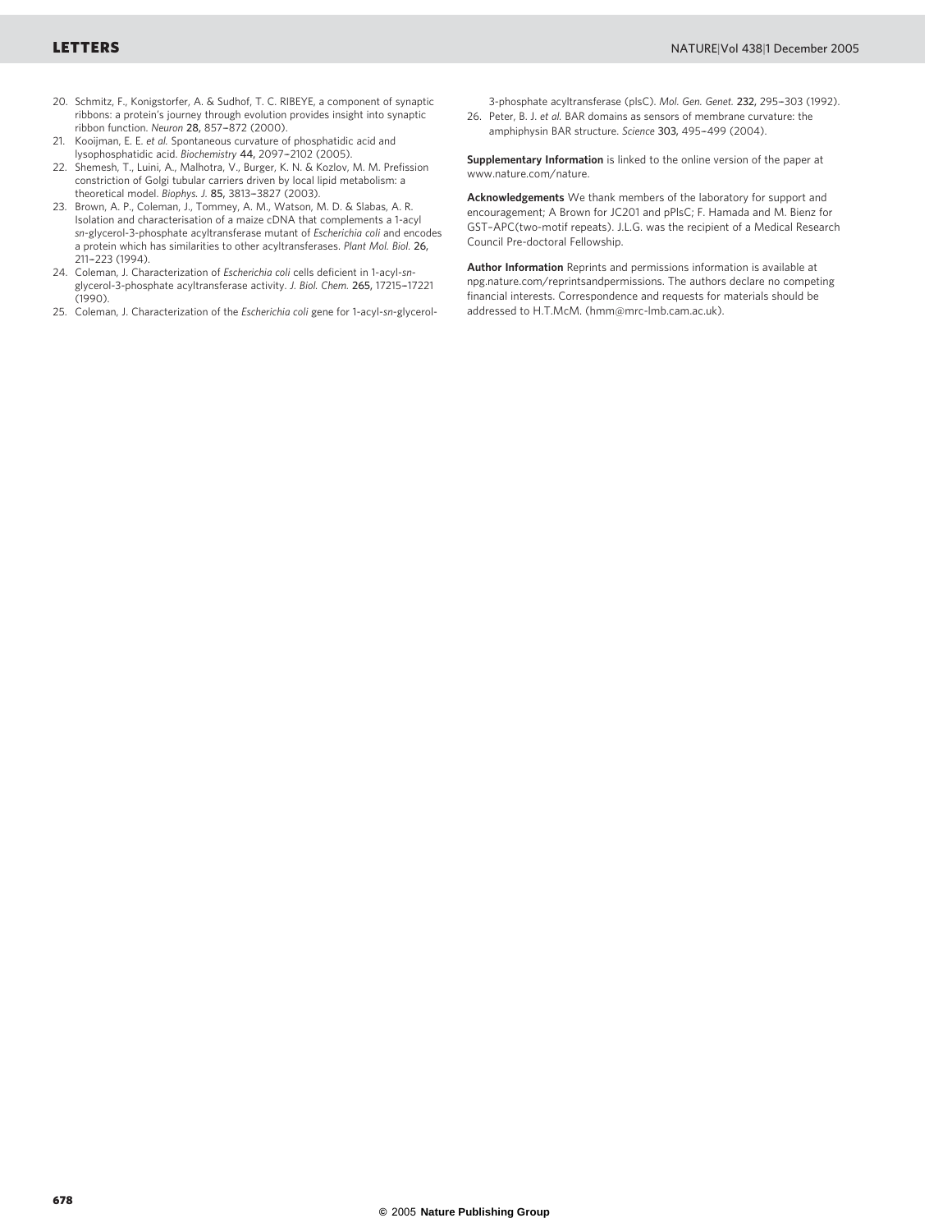20. Schmitz, F., Konigstorfer, A. & Sudhof, T. C. RIBEYE, a component of synaptic ribbons: a protein's journey through evolution provides insight into synaptic ribbon function. *Neuron* **28,** 857–872 (2000).
21. Kooijman, E. E. *et al.* Spontaneous curvature of phosphatidic acid and lysophosphatidic acid. *Biochemistry* **44,** 2097–2102 (2005).
22. Shemesh, T., Luini, A., Malhotra, V., Burger, K. N. & Kozlov, M. M. Prefission constriction of Golgi tubular carriers driven by local lipid metabolism: a theoretical model. *Biophys. J.* **85,** 3813–3827 (2003).
23. Brown, A. P., Coleman, J., Tommey, A. M., Watson, M. D. & Slabas, A. R. Isolation and characterisation of a maize cDNA that complements a 1-acyl *sn*-glycerol-3-phosphate acyltransferase mutant of *Escherichia coli* and encodes a protein which has similarities to other acyltransferases. *Plant Mol. Biol.* **26,** 211–223 (1994).
24. Coleman, J. Characterization of *Escherichia coli* cells deficient in 1-acyl-*sn*-glycerol-3-phosphate acyltransferase activity. *J. Biol. Chem.* **265,** 17215–17221 (1990).
25. Coleman, J. Characterization of the *Escherichia coli* gene for 1-acyl-*sn*-glycerol-3-phosphate acyltransferase (plsC). *Mol. Gen. Genet.* **232,** 295–303 (1992).
26. Peter, B. J. *et al.* BAR domains as sensors of membrane curvature: the amphiphysin BAR structure. *Science* **303,** 495–499 (2004).

**Supplementary Information** is linked to the online version of the paper at www.nature.com/nature.

**Acknowledgements** We thank members of the laboratory for support and encouragement; A Brown for JC201 and pPlsC; F. Hamada and M. Bienz for GST–APC(two-motif repeats). J.L.G. was the recipient of a Medical Research Council Pre-doctoral Fellowship.

**Author Information** Reprints and permissions information is available at npg.nature.com/reprintsandpermissions. The authors declare no competing financial interests. Correspondence and requests for materials should be addressed to H.T.McM. (hmm@mrc-lmb.cam.ac.uk).